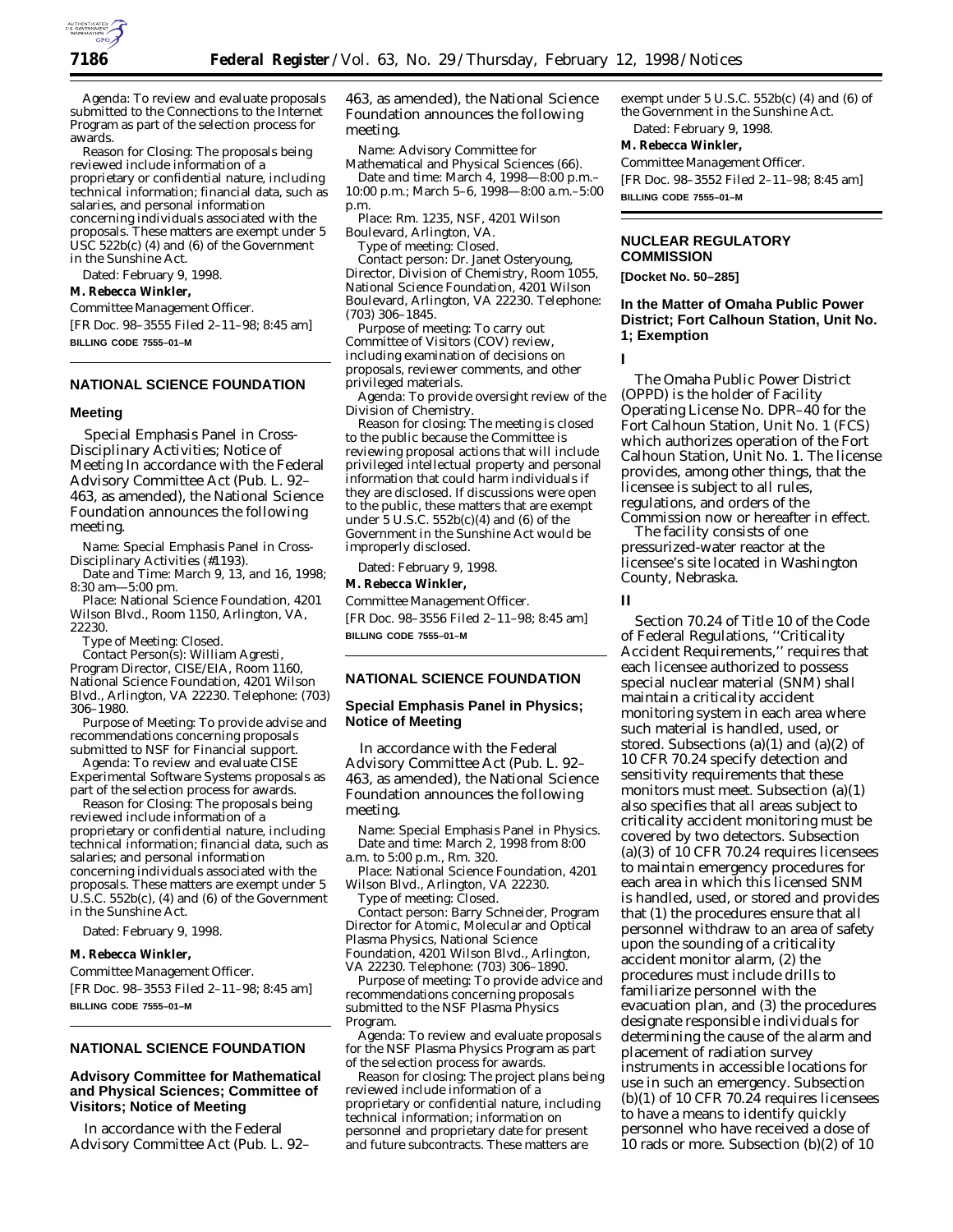*Agenda:* To review and evaluate proposals submitted to the Connections to the Internet Program as part of the selection process for awards.

*Reason for Closing:* The proposals being reviewed include information of a proprietary or confidential nature, including technical information; financial data, such as salaries, and personal information concerning individuals associated with the proposals. These matters are exempt under 5 USC 522b(c) (4) and (6) of the Government in the Sunshine Act.

Dated: February 9, 1998.

**M. Rebecca Winkler,**

*Committee Management Officer.*

[FR Doc. 98–3555 Filed 2–11–98; 8:45 am]

**BILLING CODE 7555–01–M**

## NATIONAL SCIENCE FOUNDATION

### Meeting

Special Emphasis Panel in Cross-Disciplinary Activities; Notice of Meeting In accordance with the Federal Advisory Committee Act (Pub. L. 92–463, as amended), the National Science Foundation announces the following meeting.

*Name:* Special Emphasis Panel in Cross-Disciplinary Activities (#1193).

*Date and Time:* March 9, 13, and 16, 1998; 8:30 am—5:00 pm.

*Place:* National Science Foundation, 4201 Wilson Blvd., Room 1150, Arlington, VA, 22230.

*Type of Meeting:* Closed.

*Contact Person(s):* William Agresti, Program Director, CISE/EIA, Room 1160, National Science Foundation, 4201 Wilson Blvd., Arlington, VA 22230. Telephone: (703) 306–1980.

*Purpose of Meeting:* To provide advise and recommendations concerning proposals submitted to NSF for Financial support.

*Agenda:* To review and evaluate CISE Experimental Software Systems proposals as part of the selection process for awards.

*Reason for Closing:* The proposals being reviewed include information of a proprietary or confidential nature, including technical information; financial data, such as salaries; and personal information concerning individuals associated with the proposals. These matters are exempt under 5 U.S.C. 552b(c), (4) and (6) of the Government in the Sunshine Act.

Dated: February 9, 1998.

**M. Rebecca Winkler,**

*Committee Management Officer.*

[FR Doc. 98–3553 Filed 2–11–98; 8:45 am]

**BILLING CODE 7555–01–M**

## NATIONAL SCIENCE FOUNDATION

### Advisory Committee for Mathematical and Physical Sciences; Committee of Visitors; Notice of Meeting

In accordance with the Federal Advisory Committee Act (Pub. L. 92–463, as amended), the National Science Foundation announces the following meeting.

*Name:* Advisory Committee for Mathematical and Physical Sciences (66).

*Date and time:* March 4, 1998—8:00 p.m.–10:00 p.m.; March 5–6, 1998—8:00 a.m.–5:00 p.m.

*Place:* Rm. 1235, NSF, 4201 Wilson Boulevard, Arlington, VA.

*Type of meeting:* Closed.

*Contact person:* Dr. Janet Osteryoung, Director, Division of Chemistry, Room 1055, National Science Foundation, 4201 Wilson Boulevard, Arlington, VA 22230. Telephone: (703) 306–1845.

*Purpose of meeting:* To carry out Committee of Visitors (COV) review, including examination of decisions on proposals, reviewer comments, and other privileged materials.

*Agenda:* To provide oversight review of the Division of Chemistry.

*Reason for closing:* The meeting is closed to the public because the Committee is reviewing proposal actions that will include privileged intellectual property and personal information that could harm individuals if they are disclosed. If discussions were open to the public, these matters that are exempt under 5 U.S.C. 552b(c)(4) and (6) of the Government in the Sunshine Act would be improperly disclosed.

Dated: February 9, 1998.

**M. Rebecca Winkler,**

*Committee Management Officer.*

[FR Doc. 98–3556 Filed 2–11–98; 8:45 am]

**BILLING CODE 7555–01–M**

## NATIONAL SCIENCE FOUNDATION

### Special Emphasis Panel in Physics; Notice of Meeting

In accordance with the Federal Advisory Committee Act (Pub. L. 92–463, as amended), the National Science Foundation announces the following meeting.

*Name:* Special Emphasis Panel in Physics.

*Date and time:* March 2, 1998 from 8:00 a.m. to 5:00 p.m., Rm. 320.

*Place:* National Science Foundation, 4201 Wilson Blvd., Arlington, VA 22230.

*Type of meeting:* Closed.

*Contact person:* Barry Schneider, Program Director for Atomic, Molecular and Optical Plasma Physics, National Science Foundation, 4201 Wilson Blvd., Arlington, VA 22230. Telephone: (703) 306–1890.

*Purpose of meeting:* To provide advice and recommendations concerning proposals submitted to the NSF Plasma Physics Program.

*Agenda:* To review and evaluate proposals for the NSF Plasma Physics Program as part of the selection process for awards.

*Reason for closing:* The project plans being reviewed include information of a proprietary or confidential nature, including technical information; information on personnel and proprietary date for present and future subcontracts. These matters are exempt under 5 U.S.C. 552b(c) (4) and (6) of the Government in the Sunshine Act.

Dated: February 9, 1998.

**M. Rebecca Winkler,**

*Committee Management Officer.*

[FR Doc. 98–3552 Filed 2–11–98; 8:45 am]

**BILLING CODE 7555–01–M**

## NUCLEAR REGULATORY COMMISSION

**[Docket No. 50–285]**

### In the Matter of Omaha Public Power District; Fort Calhoun Station, Unit No. 1; Exemption

#### I

The Omaha Public Power District (OPPD) is the holder of Facility Operating License No. DPR–40 for the Fort Calhoun Station, Unit No. 1 (FCS) which authorizes operation of the Fort Calhoun Station, Unit No. 1. The license provides, among other things, that the licensee is subject to all rules, regulations, and orders of the Commission now or hereafter in effect.

The facility consists of one pressurized-water reactor at the licensee's site located in Washington County, Nebraska.

#### II

Section 70.24 of Title 10 of the Code of Federal Regulations, "Criticality Accident Requirements," requires that each licensee authorized to possess special nuclear material (SNM) shall maintain a criticality accident monitoring system in each area where such material is handled, used, or stored. Subsections (a)(1) and (a)(2) of 10 CFR 70.24 specify detection and sensitivity requirements that these monitors must meet. Subsection (a)(1) also specifies that all areas subject to criticality accident monitoring must be covered by two detectors. Subsection (a)(3) of 10 CFR 70.24 requires licensees to maintain emergency procedures for each area in which this licensed SNM is handled, used, or stored and provides that (1) the procedures ensure that all personnel withdraw to an area of safety upon the sounding of a criticality accident monitor alarm, (2) the procedures must include drills to familiarize personnel with the evacuation plan, and (3) the procedures designate responsible individuals for determining the cause of the alarm and placement of radiation survey instruments in accessible locations for use in such an emergency. Subsection (b)(1) of 10 CFR 70.24 requires licensees to have a means to identify quickly personnel who have received a dose of 10 rads or more. Subsection (b)(2) of 10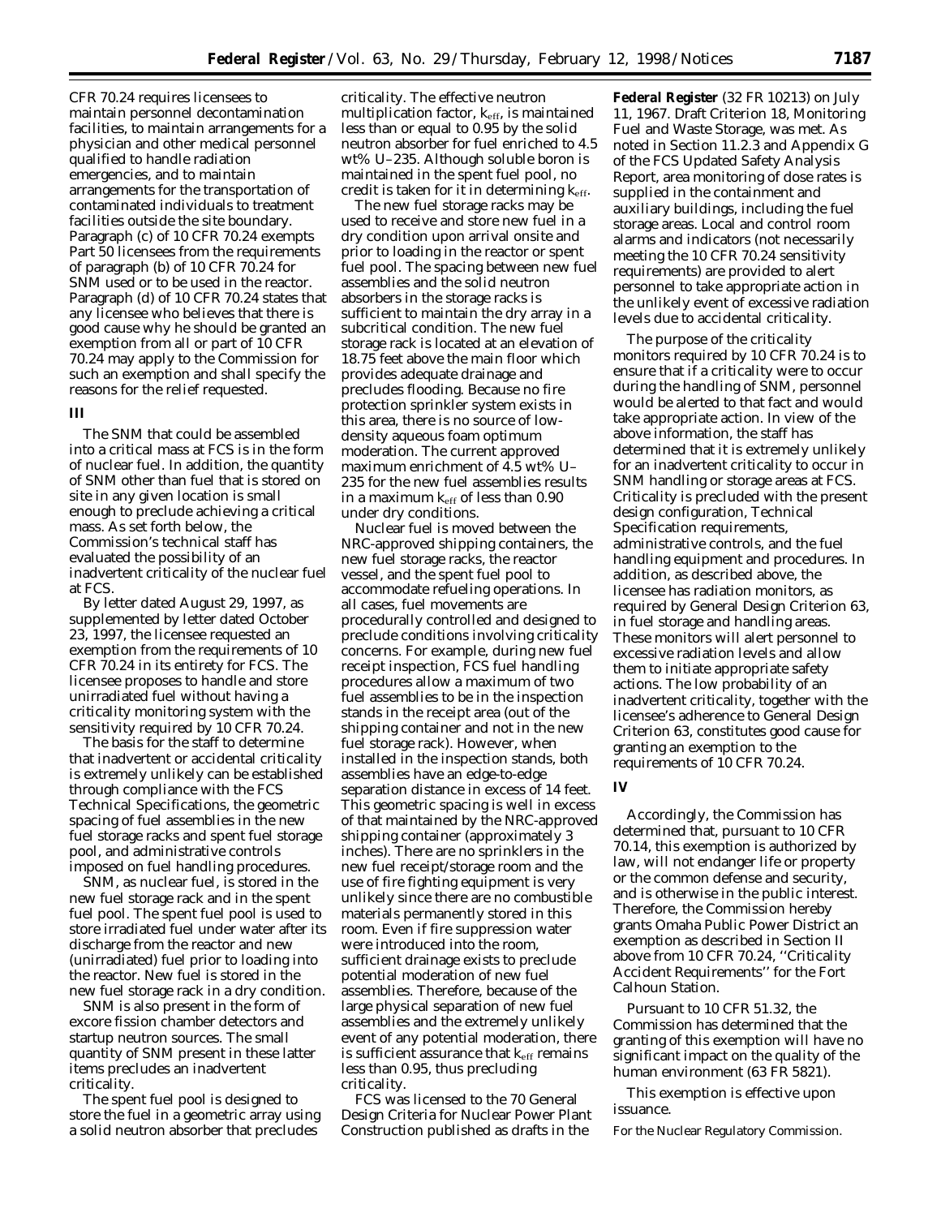CFR 70.24 requires licensees to maintain personnel decontamination facilities, to maintain arrangements for a physician and other medical personnel qualified to handle radiation emergencies, and to maintain arrangements for the transportation of contaminated individuals to treatment facilities outside the site boundary. Paragraph (c) of 10 CFR 70.24 exempts Part 50 licensees from the requirements of paragraph (b) of 10 CFR 70.24 for SNM used or to be used in the reactor. Paragraph (d) of 10 CFR 70.24 states that any licensee who believes that there is good cause why he should be granted an exemption from all or part of 10 CFR 70.24 may apply to the Commission for such an exemption and shall specify the reasons for the relief requested.

## III

The SNM that could be assembled into a critical mass at FCS is in the form of nuclear fuel. In addition, the quantity of SNM other than fuel that is stored on site in any given location is small enough to preclude achieving a critical mass. As set forth below, the Commission's technical staff has evaluated the possibility of an inadvertent criticality of the nuclear fuel at FCS.

By letter dated August 29, 1997, as supplemented by letter dated October 23, 1997, the licensee requested an exemption from the requirements of 10 CFR 70.24 in its entirety for FCS. The licensee proposes to handle and store unirradiated fuel without having a criticality monitoring system with the sensitivity required by 10 CFR 70.24.

The basis for the staff to determine that inadvertent or accidental criticality is extremely unlikely can be established through compliance with the FCS Technical Specifications, the geometric spacing of fuel assemblies in the new fuel storage racks and spent fuel storage pool, and administrative controls imposed on fuel handling procedures.

SNM, as nuclear fuel, is stored in the new fuel storage rack and in the spent fuel pool. The spent fuel pool is used to store irradiated fuel under water after its discharge from the reactor and new (unirradiated) fuel prior to loading into the reactor. New fuel is stored in the new fuel storage rack in a dry condition.

SNM is also present in the form of excore fission chamber detectors and startup neutron sources. The small quantity of SNM present in these latter items precludes an inadvertent criticality.

The spent fuel pool is designed to store the fuel in a geometric array using a solid neutron absorber that precludes criticality. The effective neutron multiplication factor, $k_{eff}$, is maintained less than or equal to 0.95 by the solid neutron absorber for fuel enriched to 4.5 wt% U–235. Although soluble boron is maintained in the spent fuel pool, no credit is taken for it in determining $k_{eff}$.

The new fuel storage racks may be used to receive and store new fuel in a dry condition upon arrival onsite and prior to loading in the reactor or spent fuel pool. The spacing between new fuel assemblies and the solid neutron absorbers in the storage racks is sufficient to maintain the dry array in a subcritical condition. The new fuel storage rack is located at an elevation of 18.75 feet above the main floor which provides adequate drainage and precludes flooding. Because no fire protection sprinkler system exists in this area, there is no source of low-density aqueous foam optimum moderation. The current approved maximum enrichment of 4.5 wt% U–235 for the new fuel assemblies results in a maximum $k_{eff}$ of less than 0.90 under dry conditions.

Nuclear fuel is moved between the NRC-approved shipping containers, the new fuel storage racks, the reactor vessel, and the spent fuel pool to accommodate refueling operations. In all cases, fuel movements are procedurally controlled and designed to preclude conditions involving criticality concerns. For example, during new fuel receipt inspection, FCS fuel handling procedures allow a maximum of two fuel assemblies to be in the inspection stands in the receipt area (out of the shipping container and not in the new fuel storage rack). However, when installed in the inspection stands, both assemblies have an edge-to-edge separation distance in excess of 14 feet. This geometric spacing is well in excess of that maintained by the NRC-approved shipping container (approximately 3 inches). There are no sprinklers in the new fuel receipt/storage room and the use of fire fighting equipment is very unlikely since there are no combustible materials permanently stored in this room. Even if fire suppression water were introduced into the room, sufficient drainage exists to preclude potential moderation of new fuel assemblies. Therefore, because of the large physical separation of new fuel assemblies and the extremely unlikely event of any potential moderation, there is sufficient assurance that $k_{eff}$ remains less than 0.95, thus precluding criticality.

FCS was licensed to the 70 General Design Criteria for Nuclear Power Plant Construction published as drafts in the **Federal Register** (32 FR 10213) on July 11, 1967. Draft Criterion 18, Monitoring Fuel and Waste Storage, was met. As noted in Section 11.2.3 and Appendix G of the FCS Updated Safety Analysis Report, area monitoring of dose rates is supplied in the containment and auxiliary buildings, including the fuel storage areas. Local and control room alarms and indicators (not necessarily meeting the 10 CFR 70.24 sensitivity requirements) are provided to alert personnel to take appropriate action in the unlikely event of excessive radiation levels due to accidental criticality.

The purpose of the criticality monitors required by 10 CFR 70.24 is to ensure that if a criticality were to occur during the handling of SNM, personnel would be alerted to that fact and would take appropriate action. In view of the above information, the staff has determined that it is extremely unlikely for an inadvertent criticality to occur in SNM handling or storage areas at FCS. Criticality is precluded with the present design configuration, Technical Specification requirements, administrative controls, and the fuel handling equipment and procedures. In addition, as described above, the licensee has radiation monitors, as required by General Design Criterion 63, in fuel storage and handling areas. These monitors will alert personnel to excessive radiation levels and allow them to initiate appropriate safety actions. The low probability of an inadvertent criticality, together with the licensee's adherence to General Design Criterion 63, constitutes good cause for granting an exemption to the requirements of 10 CFR 70.24.

## IV

Accordingly, the Commission has determined that, pursuant to 10 CFR 70.14, this exemption is authorized by law, will not endanger life or property or the common defense and security, and is otherwise in the public interest. Therefore, the Commission hereby grants Omaha Public Power District an exemption as described in Section II above from 10 CFR 70.24, ''Criticality Accident Requirements'' for the Fort Calhoun Station.

Pursuant to 10 CFR 51.32, the Commission has determined that the granting of this exemption will have no significant impact on the quality of the human environment (63 FR 5821).

This exemption is effective upon issuance.

For the Nuclear Regulatory Commission.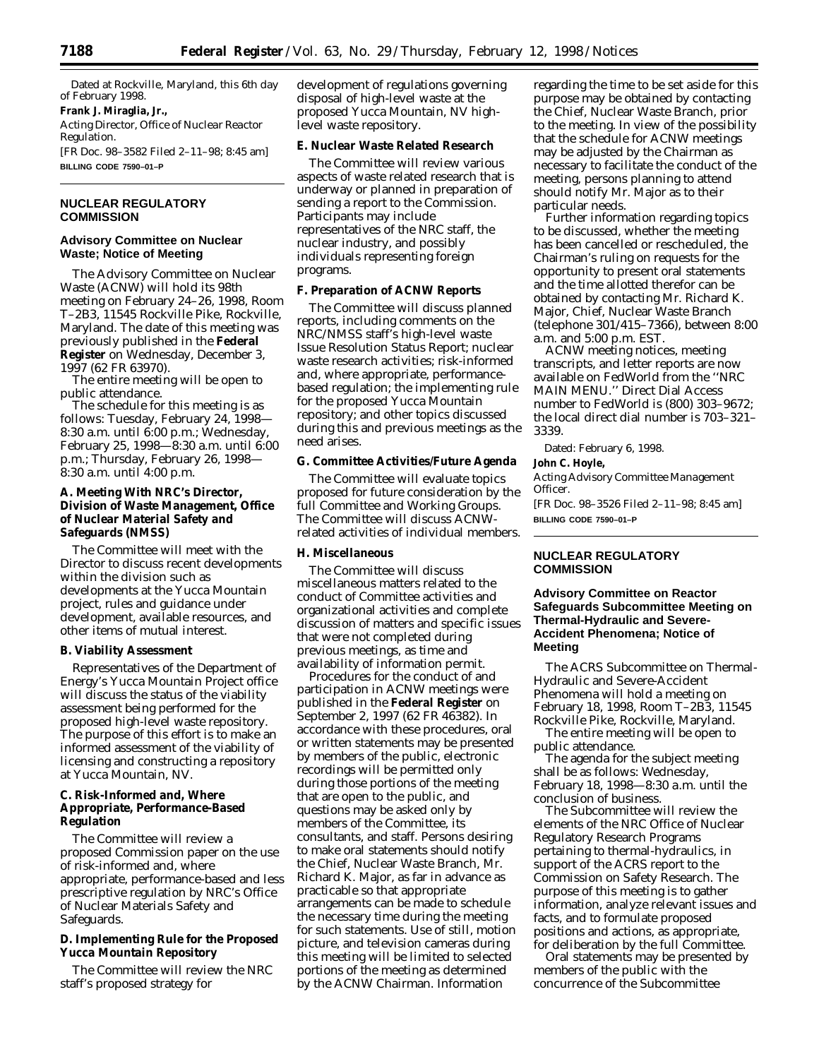Dated at Rockville, Maryland, this 6th day of February 1998.

**Frank J. Miraglia, Jr.,**

*Acting Director, Office of Nuclear Reactor Regulation.*

[FR Doc. 98–3582 Filed 2–11–98; 8:45 am]

**BILLING CODE 7590–01–P**

---

## NUCLEAR REGULATORY COMMISSION

### Advisory Committee on Nuclear Waste; Notice of Meeting

The Advisory Committee on Nuclear Waste (ACNW) will hold its 98th meeting on February 24–26, 1998, Room T–2B3, 11545 Rockville Pike, Rockville, Maryland. The date of this meeting was previously published in the **Federal Register** on Wednesday, December 3, 1997 (62 FR 63970).

The entire meeting will be open to public attendance.

The schedule for this meeting is as follows: Tuesday, February 24, 1998—8:30 a.m. until 6:00 p.m.; Wednesday, February 25, 1998—8:30 a.m. until 6:00 p.m.; Thursday, February 26, 1998—8:30 a.m. until 4:00 p.m.

#### *A. Meeting With NRC's Director, Division of Waste Management, Office of Nuclear Material Safety and Safeguards (NMSS)*

The Committee will meet with the Director to discuss recent developments within the division such as developments at the Yucca Mountain project, rules and guidance under development, available resources, and other items of mutual interest.

#### *B. Viability Assessment*

Representatives of the Department of Energy's Yucca Mountain Project office will discuss the status of the viability assessment being performed for the proposed high-level waste repository. The purpose of this effort is to make an informed assessment of the viability of licensing and constructing a repository at Yucca Mountain, NV.

#### *C. Risk-Informed and, Where Appropriate, Performance-Based Regulation*

The Committee will review a proposed Commission paper on the use of risk-informed and, where appropriate, performance-based and less prescriptive regulation by NRC's Office of Nuclear Materials Safety and Safeguards.

#### *D. Implementing Rule for the Proposed Yucca Mountain Repository*

The Committee will review the NRC staff's proposed strategy for development of regulations governing disposal of high-level waste at the proposed Yucca Mountain, NV high-level waste repository.

#### *E. Nuclear Waste Related Research*

The Committee will review various aspects of waste related research that is underway or planned in preparation of sending a report to the Commission. Participants may include representatives of the NRC staff, the nuclear industry, and possibly individuals representing foreign programs.

#### *F. Preparation of ACNW Reports*

The Committee will discuss planned reports, including comments on the NRC/NMSS staff's high-level waste Issue Resolution Status Report; nuclear waste research activities; risk-informed and, where appropriate, performance-based regulation; the implementing rule for the proposed Yucca Mountain repository; and other topics discussed during this and previous meetings as the need arises.

#### *G. Committee Activities/Future Agenda*

The Committee will evaluate topics proposed for future consideration by the full Committee and Working Groups. The Committee will discuss ACNW-related activities of individual members.

#### *H. Miscellaneous*

The Committee will discuss miscellaneous matters related to the conduct of Committee activities and organizational activities and complete discussion of matters and specific issues that were not completed during previous meetings, as time and availability of information permit.

Procedures for the conduct of and participation in ACNW meetings were published in the **Federal Register** on September 2, 1997 (62 FR 46382). In accordance with these procedures, oral or written statements may be presented by members of the public, electronic recordings will be permitted only during those portions of the meeting that are open to the public, and questions may be asked only by members of the Committee, its consultants, and staff. Persons desiring to make oral statements should notify the Chief, Nuclear Waste Branch, Mr. Richard K. Major, as far in advance as practicable so that appropriate arrangements can be made to schedule the necessary time during the meeting for such statements. Use of still, motion picture, and television cameras during this meeting will be limited to selected portions of the meeting as determined by the ACNW Chairman. Information regarding the time to be set aside for this purpose may be obtained by contacting the Chief, Nuclear Waste Branch, prior to the meeting. In view of the possibility that the schedule for ACNW meetings may be adjusted by the Chairman as necessary to facilitate the conduct of the meeting, persons planning to attend should notify Mr. Major as to their particular needs.

Further information regarding topics to be discussed, whether the meeting has been cancelled or rescheduled, the Chairman's ruling on requests for the opportunity to present oral statements and the time allotted therefor can be obtained by contacting Mr. Richard K. Major, Chief, Nuclear Waste Branch (telephone 301/415–7366), between 8:00 a.m. and 5:00 p.m. EST.

ACNW meeting notices, meeting transcripts, and letter reports are now available on FedWorld from the ''NRC MAIN MENU.'' Direct Dial Access number to FedWorld is (800) 303–9672; the local direct dial number is 703–321–3339.

Dated: February 6, 1998.

**John C. Hoyle,**

*Acting Advisory Committee Management Officer.*

[FR Doc. 98–3526 Filed 2–11–98; 8:45 am]

**BILLING CODE 7590–01–P**

---

## NUCLEAR REGULATORY COMMISSION

### Advisory Committee on Reactor Safeguards Subcommittee Meeting on Thermal-Hydraulic and Severe-Accident Phenomena; Notice of Meeting

The ACRS Subcommittee on Thermal-Hydraulic and Severe-Accident Phenomena will hold a meeting on February 18, 1998, Room T–2B3, 11545 Rockville Pike, Rockville, Maryland.

The entire meeting will be open to public attendance.

The agenda for the subject meeting shall be as follows: Wednesday, February 18, 1998—8:30 a.m. until the conclusion of business.

The Subcommittee will review the elements of the NRC Office of Nuclear Regulatory Research Programs pertaining to thermal-hydraulics, in support of the ACRS report to the Commission on Safety Research. The purpose of this meeting is to gather information, analyze relevant issues and facts, and to formulate proposed positions and actions, as appropriate, for deliberation by the full Committee.

Oral statements may be presented by members of the public with the concurrence of the Subcommittee